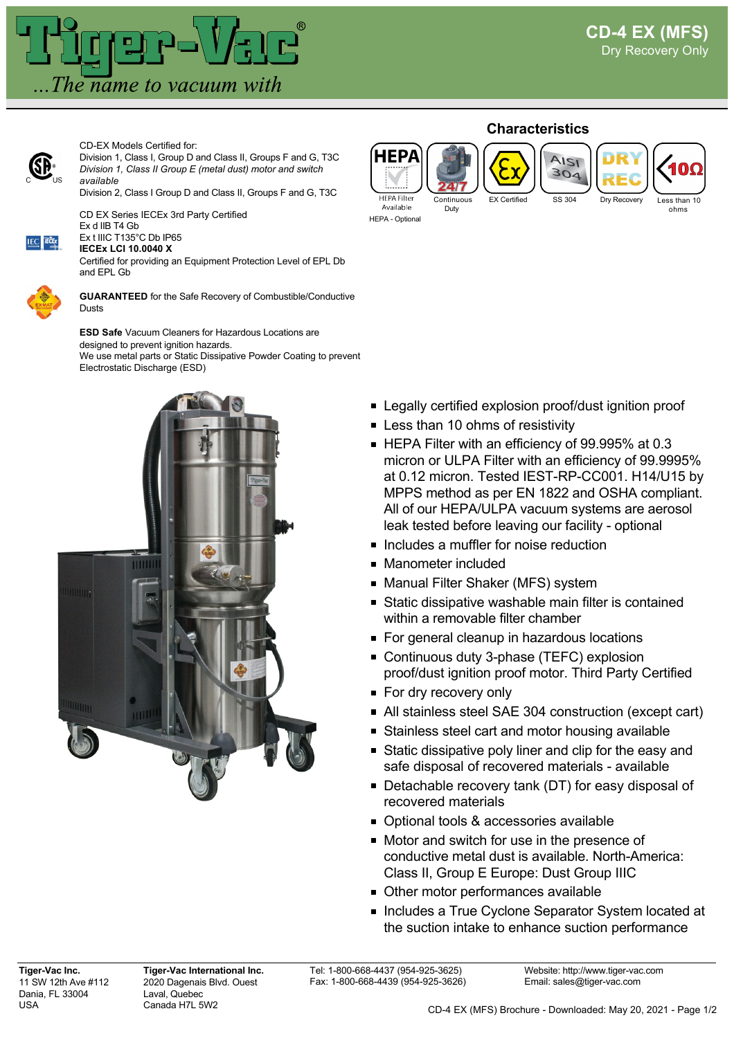# Tiger-Vac®

*...The name to vacuum with*

## CD-4 EX (MFS)

Dry Recovery Only

CD-EX Models Certified for:
Division 1, Class I, Group D and Class II, Groups F and G, T3C
*Division 1, Class II Group E (metal dust) motor and switch available*
Division 2, Class I Group D and Class II, Groups F and G, T3C

CD EX Series IECEx 3rd Party Certified
Ex d IIB T4 Gb
Ex t IIIC T135°C Db IP65
**IECEx LCI 10.0040 X**
Certified for providing an Equipment Protection Level of EPL Db and EPL Gb

**GUARANTEED** for the Safe Recovery of Combustible/Conductive Dusts

**ESD Safe** Vacuum Cleaners for Hazardous Locations are designed to prevent ignition hazards.
We use metal parts or Static Dissipative Powder Coating to prevent Electrostatic Discharge (ESD)

### Characteristics

- HEPA Filter Available (HEPA - Optional)
- Continuous Duty
- EX Certified
- SS 304
- Dry Recovery
- Less than 10 ohms

- Legally certified explosion proof/dust ignition proof
- Less than 10 ohms of resistivity
- HEPA Filter with an efficiency of 99.995% at 0.3 micron or ULPA Filter with an efficiency of 99.9995% at 0.12 micron. Tested IEST-RP-CC001. H14/U15 by MPPS method as per EN 1822 and OSHA compliant. All of our HEPA/ULPA vacuum systems are aerosol leak tested before leaving our facility - optional
- Includes a muffler for noise reduction
- Manometer included
- Manual Filter Shaker (MFS) system
- Static dissipative washable main filter is contained within a removable filter chamber
- For general cleanup in hazardous locations
- Continuous duty 3-phase (TEFC) explosion proof/dust ignition proof motor. Third Party Certified
- For dry recovery only
- All stainless steel SAE 304 construction (except cart)
- Stainless steel cart and motor housing available
- Static dissipative poly liner and clip for the easy and safe disposal of recovered materials - available
- Detachable recovery tank (DT) for easy disposal of recovered materials
- Optional tools & accessories available
- Motor and switch for use in the presence of conductive metal dust is available. North-America: Class II, Group E Europe: Dust Group IIIC
- Other motor performances available
- Includes a True Cyclone Separator System located at the suction intake to enhance suction performance

**Tiger-Vac Inc.**
11 SW 12th Ave #112
Dania, FL 33004
USA

**Tiger-Vac International Inc.**
2020 Dagenais Blvd. Ouest
Laval, Quebec
Canada H7L 5W2

Tel: 1-800-668-4437 (954-925-3625)
Fax: 1-800-668-4439 (954-925-3626)

Website: http://www.tiger-vac.com
Email: sales@tiger-vac.com

CD-4 EX (MFS) Brochure - Downloaded: May 20, 2021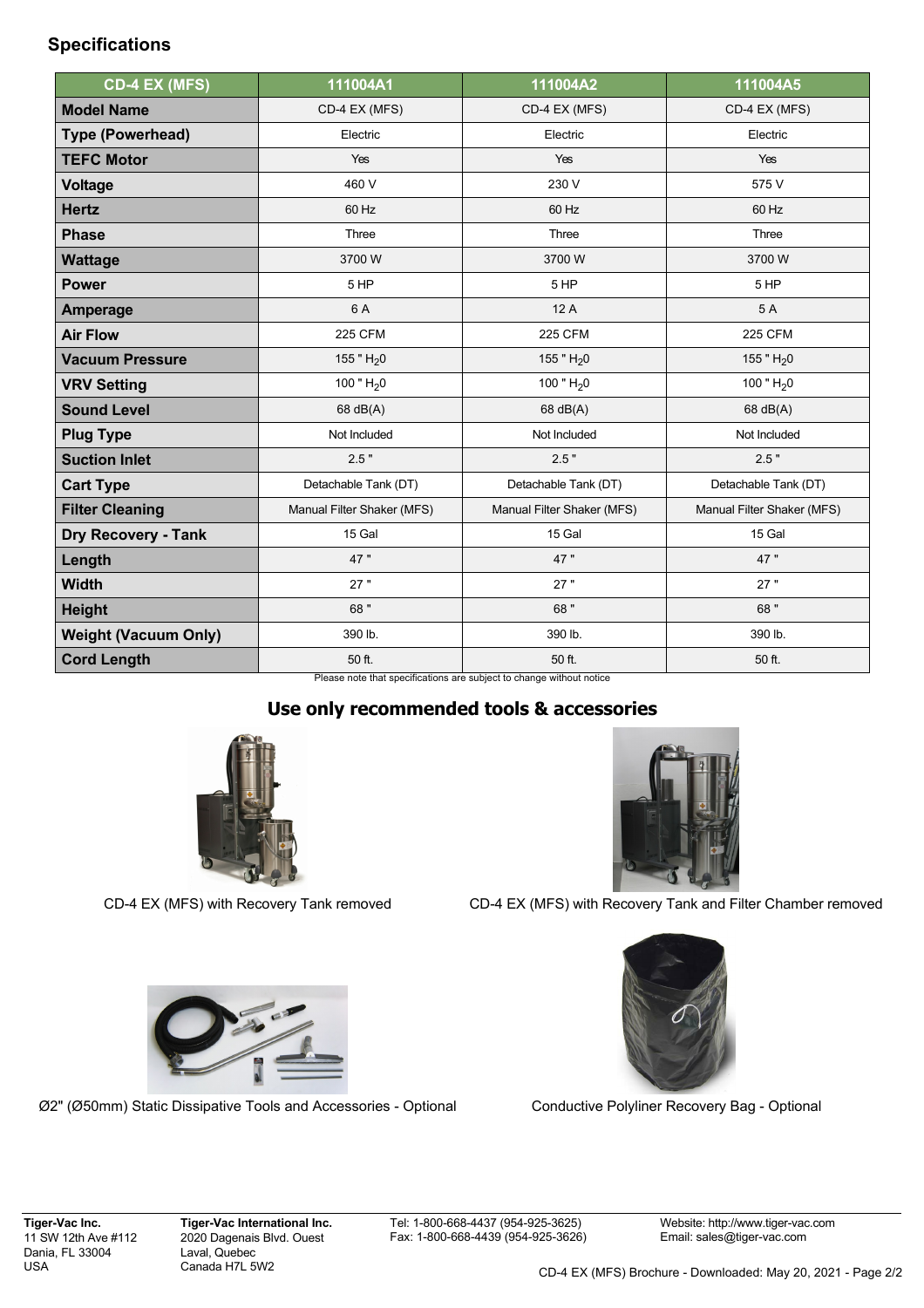## Specifications

| CD-4 EX (MFS) | 111004A1 | 111004A2 | 111004A5 |
|---|---|---|---|
| **Model Name** | CD-4 EX (MFS) | CD-4 EX (MFS) | CD-4 EX (MFS) |
| **Type (Powerhead)** | Electric | Electric | Electric |
| **TEFC Motor** | Yes | Yes | Yes |
| **Voltage** | 460 V | 230 V | 575 V |
| **Hertz** | 60 Hz | 60 Hz | 60 Hz |
| **Phase** | Three | Three | Three |
| **Wattage** | 3700 W | 3700 W | 3700 W |
| **Power** | 5 HP | 5 HP | 5 HP |
| **Amperage** | 6 A | 12 A | 5 A |
| **Air Flow** | 225 CFM | 225 CFM | 225 CFM |
| **Vacuum Pressure** | 155 " $H_20$ | 155 " $H_20$ | 155 " $H_20$ |
| **VRV Setting** | 100 " $H_20$ | 100 " $H_20$ | 100 " $H_20$ |
| **Sound Level** | 68 dB(A) | 68 dB(A) | 68 dB(A) |
| **Plug Type** | Not Included | Not Included | Not Included |
| **Suction Inlet** | 2.5 " | 2.5 " | 2.5 " |
| **Cart Type** | Detachable Tank (DT) | Detachable Tank (DT) | Detachable Tank (DT) |
| **Filter Cleaning** | Manual Filter Shaker (MFS) | Manual Filter Shaker (MFS) | Manual Filter Shaker (MFS) |
| **Dry Recovery - Tank** | 15 Gal | 15 Gal | 15 Gal |
| **Length** | 47 " | 47 " | 47 " |
| **Width** | 27 " | 27 " | 27 " |
| **Height** | 68 " | 68 " | 68 " |
| **Weight (Vacuum Only)** | 390 lb. | 390 lb. | 390 lb. |
| **Cord Length** | 50 ft. | 50 ft. | 50 ft. |

Please note that specifications are subject to change without notice

## Use only recommended tools & accessories

CD-4 EX (MFS) with Recovery Tank removed

CD-4 EX (MFS) with Recovery Tank and Filter Chamber removed

Ø2" (Ø50mm) Static Dissipative Tools and Accessories - Optional

Conductive Polyliner Recovery Bag - Optional

**Tiger-Vac Inc.**
11 SW 12th Ave #112
Dania, FL 33004
USA

**Tiger-Vac International Inc.**
2020 Dagenais Blvd. Ouest
Laval, Quebec
Canada H7L 5W2

Tel: 1-800-668-4437 (954-925-3625)
Fax: 1-800-668-4439 (954-925-3626)

Website: http://www.tiger-vac.com
Email: sales@tiger-vac.com